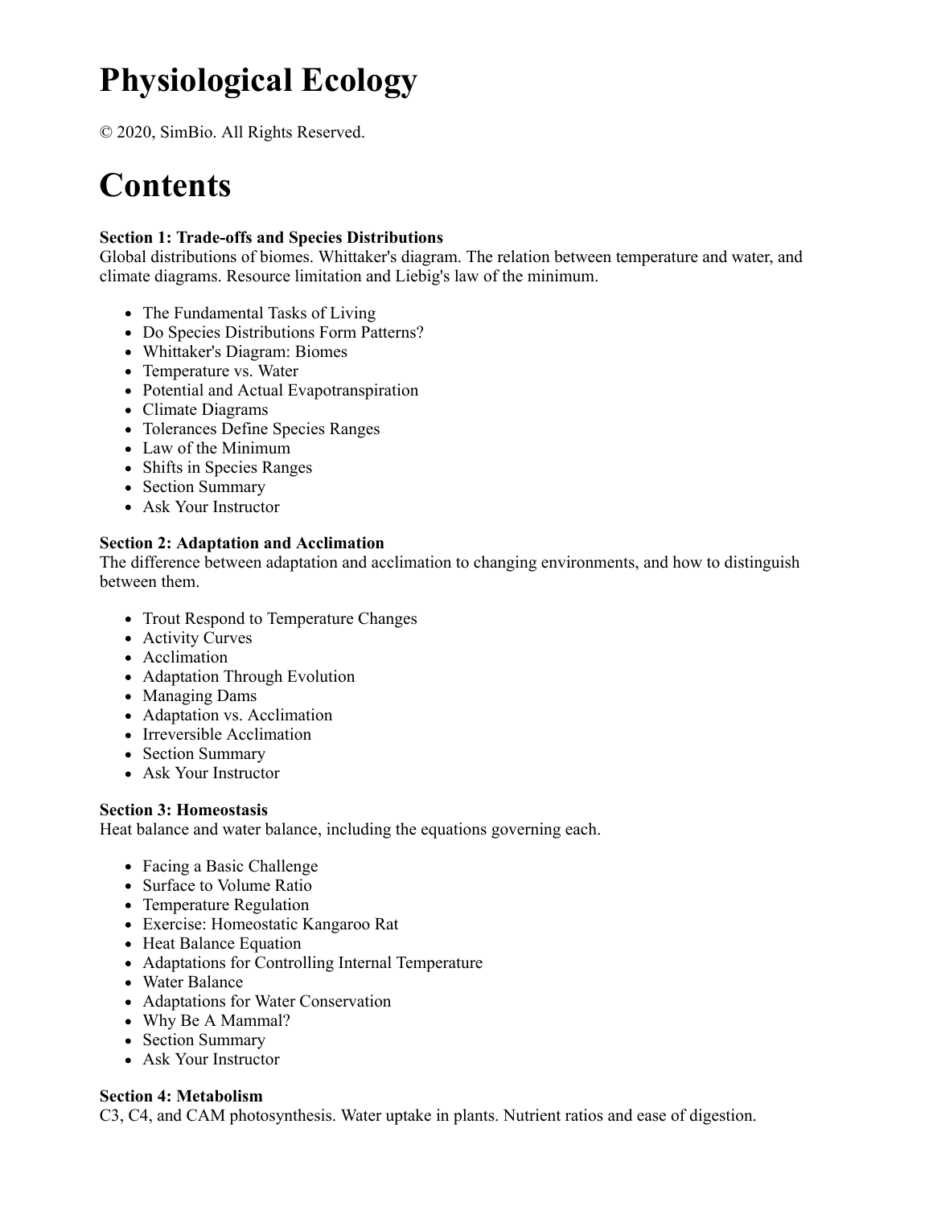# Physiological Ecology

© 2020, SimBio. All Rights Reserved.

# Contents

**Section 1: Trade-offs and Species Distributions**
Global distributions of biomes. Whittaker's diagram. The relation between temperature and water, and climate diagrams. Resource limitation and Liebig's law of the minimum.

- The Fundamental Tasks of Living
- Do Species Distributions Form Patterns?
- Whittaker's Diagram: Biomes
- Temperature vs. Water
- Potential and Actual Evapotranspiration
- Climate Diagrams
- Tolerances Define Species Ranges
- Law of the Minimum
- Shifts in Species Ranges
- Section Summary
- Ask Your Instructor

**Section 2: Adaptation and Acclimation**
The difference between adaptation and acclimation to changing environments, and how to distinguish between them.

- Trout Respond to Temperature Changes
- Activity Curves
- Acclimation
- Adaptation Through Evolution
- Managing Dams
- Adaptation vs. Acclimation
- Irreversible Acclimation
- Section Summary
- Ask Your Instructor

**Section 3: Homeostasis**
Heat balance and water balance, including the equations governing each.

- Facing a Basic Challenge
- Surface to Volume Ratio
- Temperature Regulation
- Exercise: Homeostatic Kangaroo Rat
- Heat Balance Equation
- Adaptations for Controlling Internal Temperature
- Water Balance
- Adaptations for Water Conservation
- Why Be A Mammal?
- Section Summary
- Ask Your Instructor

**Section 4: Metabolism**
C3, C4, and CAM photosynthesis. Water uptake in plants. Nutrient ratios and ease of digestion.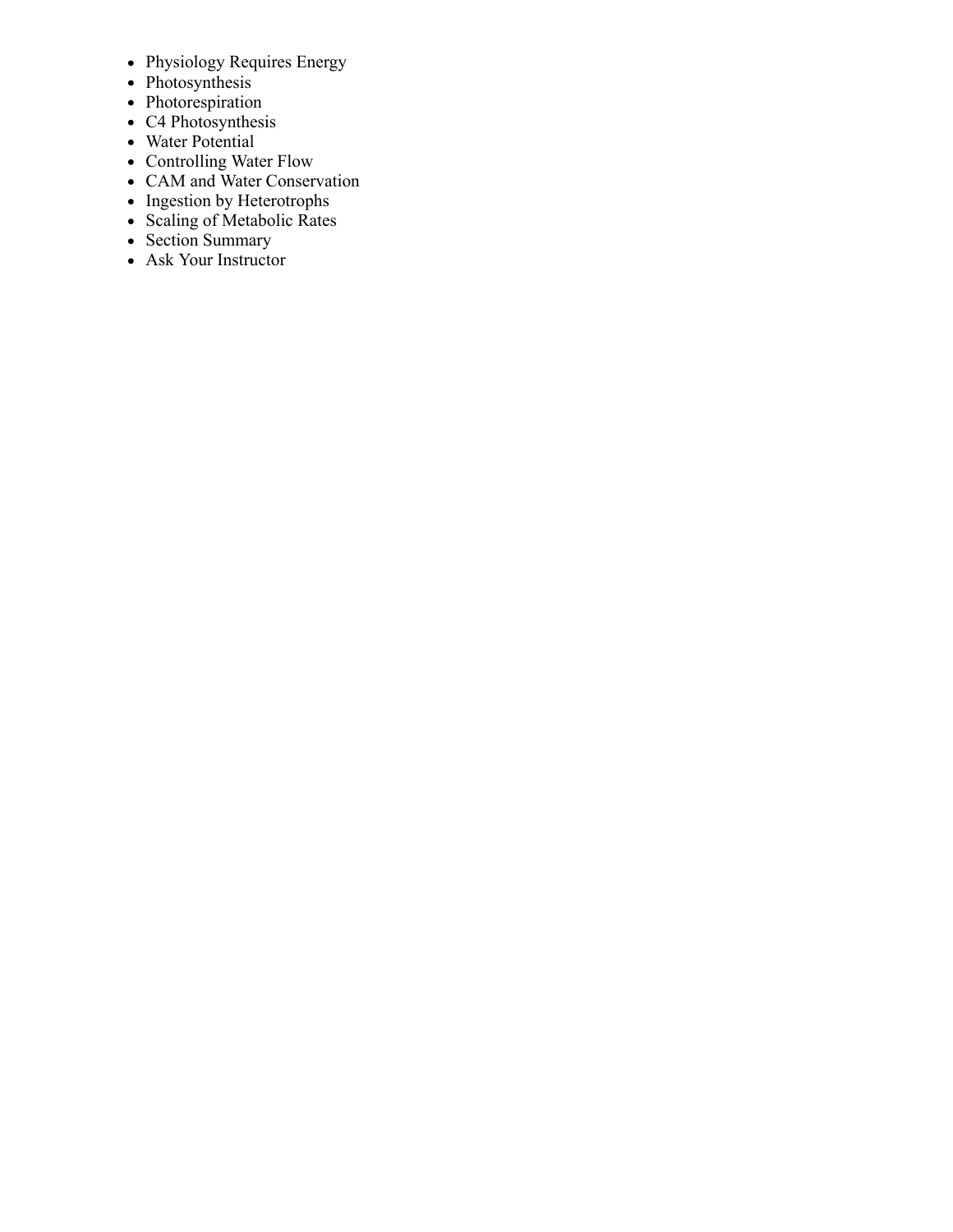- Physiology Requires Energy
- Photosynthesis
- Photorespiration
- C4 Photosynthesis
- Water Potential
- Controlling Water Flow
- CAM and Water Conservation
- Ingestion by Heterotrophs
- Scaling of Metabolic Rates
- Section Summary
- Ask Your Instructor